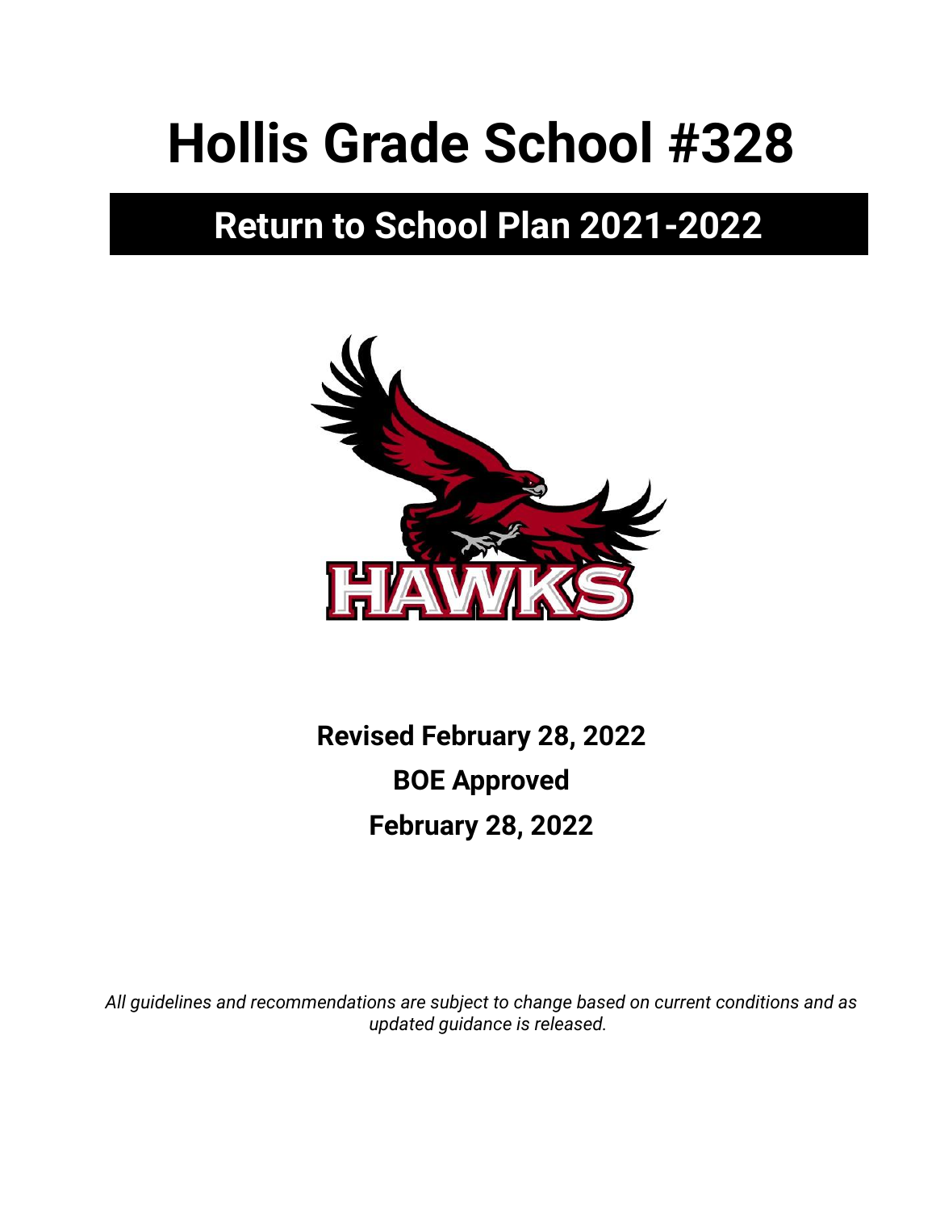# Hollis Grade School #328

## Return to School Plan 2021-2022

**Revised February 28, 2022**

**BOE Approved**

**February 28, 2022**

*All guidelines and recommendations are subject to change based on current conditions and as updated guidance is released.*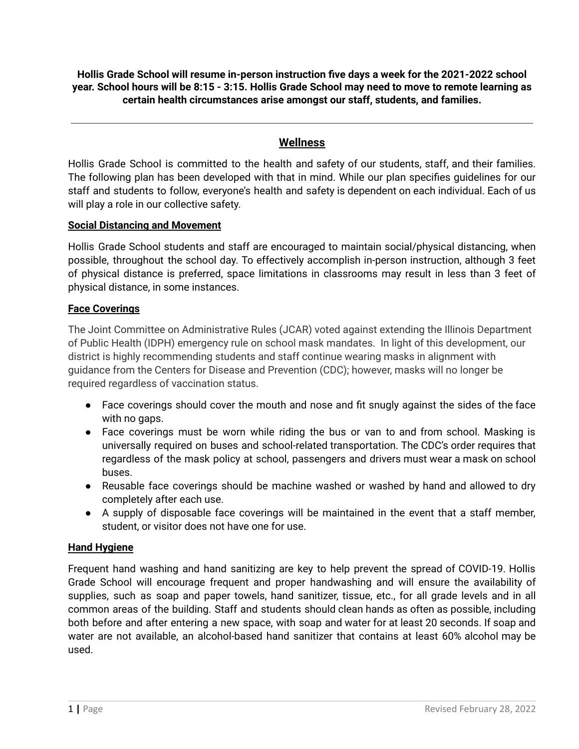**Hollis Grade School will resume in-person instruction five days a week for the 2021-2022 school year. School hours will be 8:15 - 3:15. Hollis Grade School may need to move to remote learning as certain health circumstances arise amongst our staff, students, and families.**

---

## Wellness

Hollis Grade School is committed to the health and safety of our students, staff, and their families. The following plan has been developed with that in mind. While our plan specifies guidelines for our staff and students to follow, everyone's health and safety is dependent on each individual. Each of us will play a role in our collective safety.

### Social Distancing and Movement

Hollis Grade School students and staff are encouraged to maintain social/physical distancing, when possible, throughout the school day. To effectively accomplish in-person instruction, although 3 feet of physical distance is preferred, space limitations in classrooms may result in less than 3 feet of physical distance, in some instances.

### Face Coverings

The Joint Committee on Administrative Rules (JCAR) voted against extending the Illinois Department of Public Health (IDPH) emergency rule on school mask mandates. In light of this development, our district is highly recommending students and staff continue wearing masks in alignment with guidance from the Centers for Disease and Prevention (CDC); however, masks will no longer be required regardless of vaccination status.

- Face coverings should cover the mouth and nose and fit snugly against the sides of the face with no gaps.
- Face coverings must be worn while riding the bus or van to and from school. Masking is universally required on buses and school-related transportation. The CDC's order requires that regardless of the mask policy at school, passengers and drivers must wear a mask on school buses.
- Reusable face coverings should be machine washed or washed by hand and allowed to dry completely after each use.
- A supply of disposable face coverings will be maintained in the event that a staff member, student, or visitor does not have one for use.

### Hand Hygiene

Frequent hand washing and hand sanitizing are key to help prevent the spread of COVID-19. Hollis Grade School will encourage frequent and proper handwashing and will ensure the availability of supplies, such as soap and paper towels, hand sanitizer, tissue, etc., for all grade levels and in all common areas of the building. Staff and students should clean hands as often as possible, including both before and after entering a new space, with soap and water for at least 20 seconds. If soap and water are not available, an alcohol-based hand sanitizer that contains at least 60% alcohol may be used.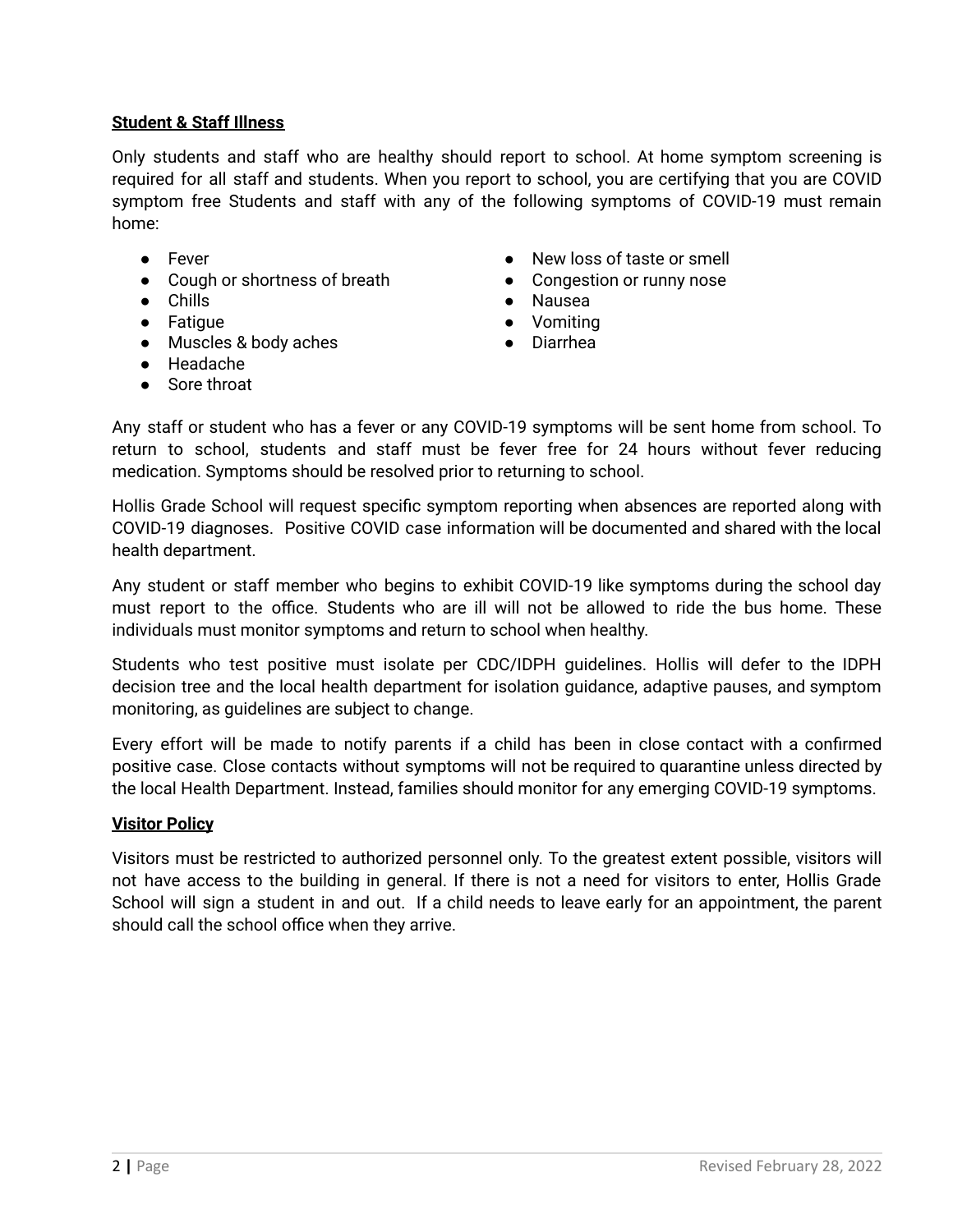**Student & Staff Illness**

Only students and staff who are healthy should report to school. At home symptom screening is required for all staff and students. When you report to school, you are certifying that you are COVID symptom free Students and staff with any of the following symptoms of COVID-19 must remain home:

- Fever
- Cough or shortness of breath
- Chills
- Fatigue
- Muscles & body aches
- Headache
- Sore throat
- New loss of taste or smell
- Congestion or runny nose
- Nausea
- Vomiting
- Diarrhea

Any staff or student who has a fever or any COVID-19 symptoms will be sent home from school. To return to school, students and staff must be fever free for 24 hours without fever reducing medication. Symptoms should be resolved prior to returning to school.

Hollis Grade School will request specific symptom reporting when absences are reported along with COVID-19 diagnoses. Positive COVID case information will be documented and shared with the local health department.

Any student or staff member who begins to exhibit COVID-19 like symptoms during the school day must report to the office. Students who are ill will not be allowed to ride the bus home. These individuals must monitor symptoms and return to school when healthy.

Students who test positive must isolate per CDC/IDPH guidelines. Hollis will defer to the IDPH decision tree and the local health department for isolation guidance, adaptive pauses, and symptom monitoring, as guidelines are subject to change.

Every effort will be made to notify parents if a child has been in close contact with a confirmed positive case. Close contacts without symptoms will not be required to quarantine unless directed by the local Health Department. Instead, families should monitor for any emerging COVID-19 symptoms.

**Visitor Policy**

Visitors must be restricted to authorized personnel only. To the greatest extent possible, visitors will not have access to the building in general. If there is not a need for visitors to enter, Hollis Grade School will sign a student in and out. If a child needs to leave early for an appointment, the parent should call the school office when they arrive.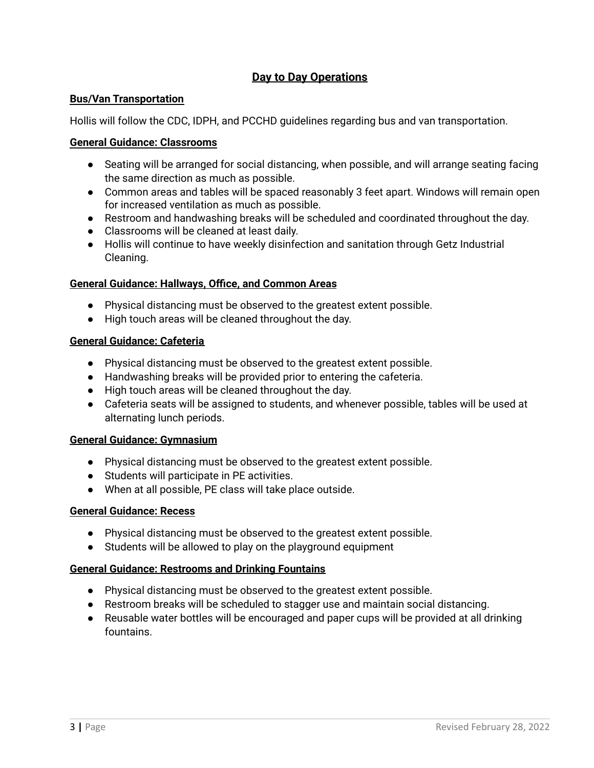## Day to Day Operations

**Bus/Van Transportation**

Hollis will follow the CDC, IDPH, and PCCHD guidelines regarding bus and van transportation.

**General Guidance: Classrooms**

- Seating will be arranged for social distancing, when possible, and will arrange seating facing the same direction as much as possible.
- Common areas and tables will be spaced reasonably 3 feet apart. Windows will remain open for increased ventilation as much as possible.
- Restroom and handwashing breaks will be scheduled and coordinated throughout the day.
- Classrooms will be cleaned at least daily.
- Hollis will continue to have weekly disinfection and sanitation through Getz Industrial Cleaning.

**General Guidance: Hallways, Office, and Common Areas**

- Physical distancing must be observed to the greatest extent possible.
- High touch areas will be cleaned throughout the day.

**General Guidance: Cafeteria**

- Physical distancing must be observed to the greatest extent possible.
- Handwashing breaks will be provided prior to entering the cafeteria.
- High touch areas will be cleaned throughout the day.
- Cafeteria seats will be assigned to students, and whenever possible, tables will be used at alternating lunch periods.

**General Guidance: Gymnasium**

- Physical distancing must be observed to the greatest extent possible.
- Students will participate in PE activities.
- When at all possible, PE class will take place outside.

**General Guidance: Recess**

- Physical distancing must be observed to the greatest extent possible.
- Students will be allowed to play on the playground equipment

**General Guidance: Restrooms and Drinking Fountains**

- Physical distancing must be observed to the greatest extent possible.
- Restroom breaks will be scheduled to stagger use and maintain social distancing.
- Reusable water bottles will be encouraged and paper cups will be provided at all drinking fountains.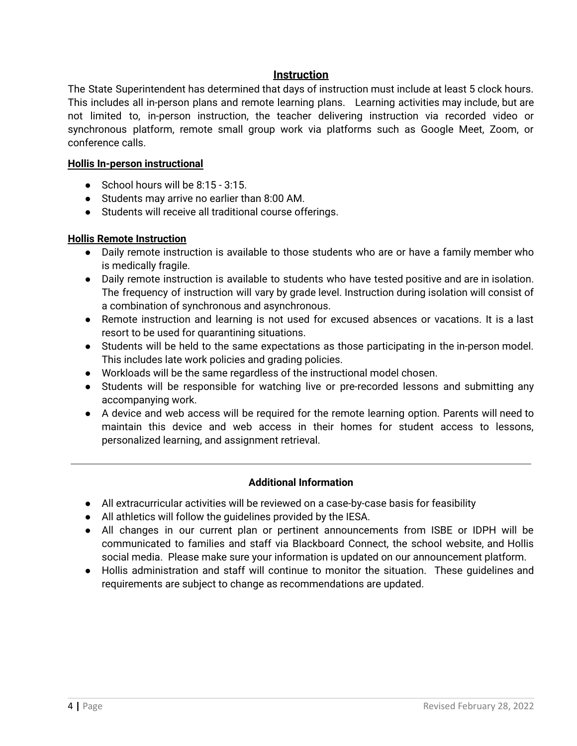## Instruction

The State Superintendent has determined that days of instruction must include at least 5 clock hours. This includes all in-person plans and remote learning plans. Learning activities may include, but are not limited to, in-person instruction, the teacher delivering instruction via recorded video or synchronous platform, remote small group work via platforms such as Google Meet, Zoom, or conference calls.

**Hollis In-person instructional**

- School hours will be 8:15 - 3:15.
- Students may arrive no earlier than 8:00 AM.
- Students will receive all traditional course offerings.

**Hollis Remote Instruction**

- Daily remote instruction is available to those students who are or have a family member who is medically fragile.
- Daily remote instruction is available to students who have tested positive and are in isolation. The frequency of instruction will vary by grade level. Instruction during isolation will consist of a combination of synchronous and asynchronous.
- Remote instruction and learning is not used for excused absences or vacations. It is a last resort to be used for quarantining situations.
- Students will be held to the same expectations as those participating in the in-person model. This includes late work policies and grading policies.
- Workloads will be the same regardless of the instructional model chosen.
- Students will be responsible for watching live or pre-recorded lessons and submitting any accompanying work.
- A device and web access will be required for the remote learning option. Parents will need to maintain this device and web access in their homes for student access to lessons, personalized learning, and assignment retrieval.

---

**Additional Information**

- All extracurricular activities will be reviewed on a case-by-case basis for feasibility
- All athletics will follow the guidelines provided by the IESA.
- All changes in our current plan or pertinent announcements from ISBE or IDPH will be communicated to families and staff via Blackboard Connect, the school website, and Hollis social media. Please make sure your information is updated on our announcement platform.
- Hollis administration and staff will continue to monitor the situation. These guidelines and requirements are subject to change as recommendations are updated.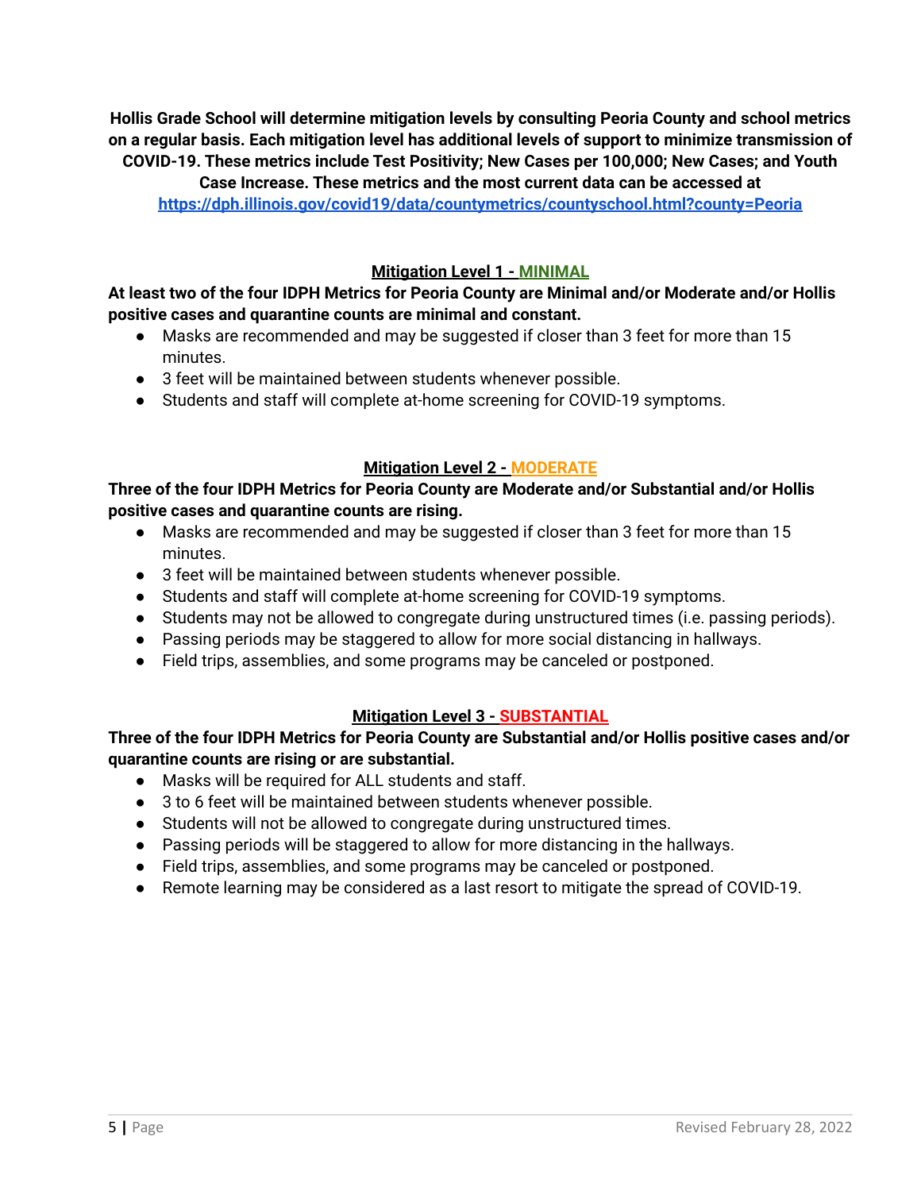**Hollis Grade School will determine mitigation levels by consulting Peoria County and school metrics on a regular basis. Each mitigation level has additional levels of support to minimize transmission of COVID-19. These metrics include Test Positivity; New Cases per 100,000; New Cases; and Youth Case Increase. These metrics and the most current data can be accessed at [https://dph.illinois.gov/covid19/data/countymetrics/countyschool.html?county=Peoria](https://dph.illinois.gov/covid19/data/countymetrics/countyschool.html?county=Peoria)**

## Mitigation Level 1 - MINIMAL

**At least two of the four IDPH Metrics for Peoria County are Minimal and/or Moderate and/or Hollis positive cases and quarantine counts are minimal and constant.**

- Masks are recommended and may be suggested if closer than 3 feet for more than 15 minutes.
- 3 feet will be maintained between students whenever possible.
- Students and staff will complete at-home screening for COVID-19 symptoms.

## Mitigation Level 2 - MODERATE

**Three of the four IDPH Metrics for Peoria County are Moderate and/or Substantial and/or Hollis positive cases and quarantine counts are rising.**

- Masks are recommended and may be suggested if closer than 3 feet for more than 15 minutes.
- 3 feet will be maintained between students whenever possible.
- Students and staff will complete at-home screening for COVID-19 symptoms.
- Students may not be allowed to congregate during unstructured times (i.e. passing periods).
- Passing periods may be staggered to allow for more social distancing in hallways.
- Field trips, assemblies, and some programs may be canceled or postponed.

## Mitigation Level 3 - SUBSTANTIAL

**Three of the four IDPH Metrics for Peoria County are Substantial and/or Hollis positive cases and/or quarantine counts are rising or are substantial.**

- Masks will be required for ALL students and staff.
- 3 to 6 feet will be maintained between students whenever possible.
- Students will not be allowed to congregate during unstructured times.
- Passing periods will be staggered to allow for more distancing in the hallways.
- Field trips, assemblies, and some programs may be canceled or postponed.
- Remote learning may be considered as a last resort to mitigate the spread of COVID-19.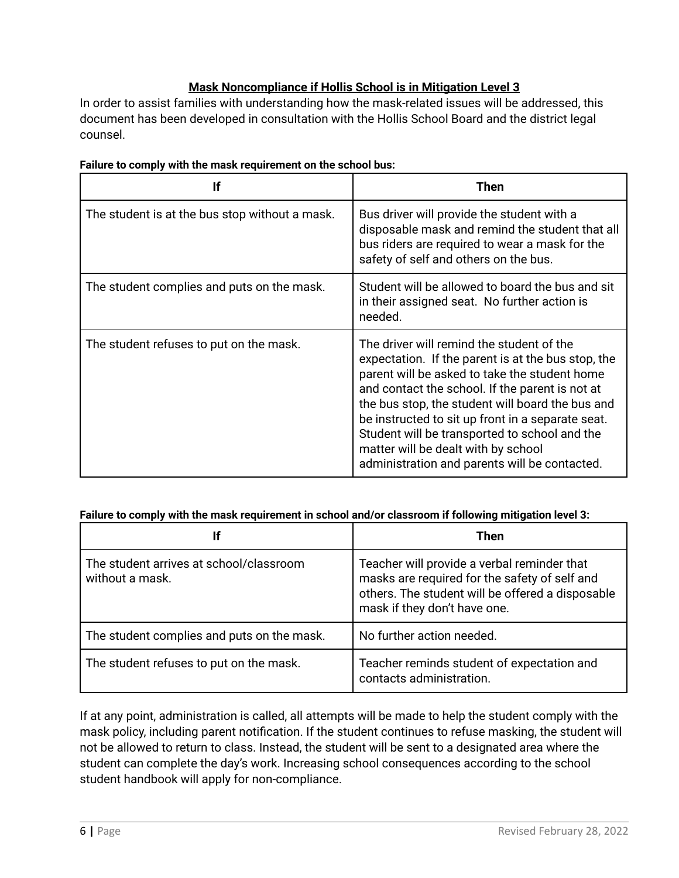## <u>Mask Noncompliance if Hollis School is in Mitigation Level 3</u>

In order to assist families with understanding how the mask-related issues will be addressed, this document has been developed in consultation with the Hollis School Board and the district legal counsel.

**Failure to comply with the mask requirement on the school bus:**

| If | Then |
|---|---|
| The student is at the bus stop without a mask. | Bus driver will provide the student with a disposable mask and remind the student that all bus riders are required to wear a mask for the safety of self and others on the bus. |
| The student complies and puts on the mask. | Student will be allowed to board the bus and sit in their assigned seat. No further action is needed. |
| The student refuses to put on the mask. | The driver will remind the student of the expectation. If the parent is at the bus stop, the parent will be asked to take the student home and contact the school. If the parent is not at the bus stop, the student will board the bus and be instructed to sit up front in a separate seat. Student will be transported to school and the matter will be dealt with by school administration and parents will be contacted. |

**Failure to comply with the mask requirement in school and/or classroom if following mitigation level 3:**

| If | Then |
|---|---|
| The student arrives at school/classroom without a mask. | Teacher will provide a verbal reminder that masks are required for the safety of self and others. The student will be offered a disposable mask if they don't have one. |
| The student complies and puts on the mask. | No further action needed. |
| The student refuses to put on the mask. | Teacher reminds student of expectation and contacts administration. |

If at any point, administration is called, all attempts will be made to help the student comply with the mask policy, including parent notification. If the student continues to refuse masking, the student will not be allowed to return to class. Instead, the student will be sent to a designated area where the student can complete the day's work. Increasing school consequences according to the school student handbook will apply for non-compliance.